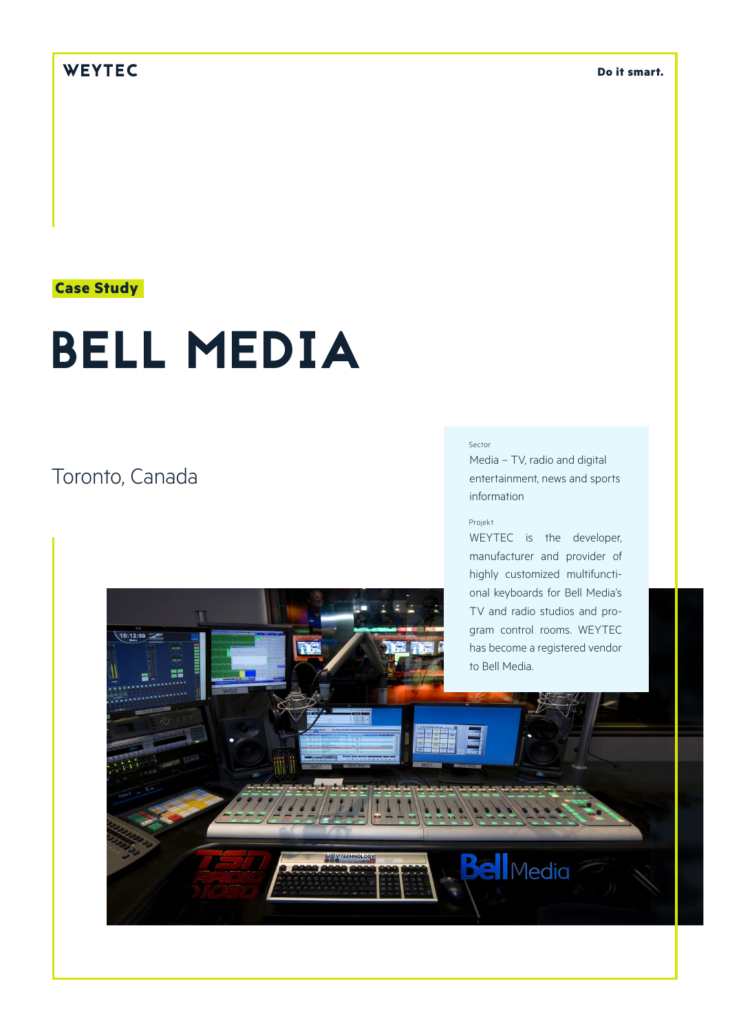WEYTEC

Do it smart.

**Case Study**

# BELL MEDIA

Toronto, Canada

Sector

Media – TV, radio and digital entertainment, news and sports information

Projekt

WEYTEC is the developer, manufacturer and provider of highly customized multifunctional keyboards for Bell Media's TV and radio studios and program control rooms. WEYTEC has become a registered vendor to Bell Media.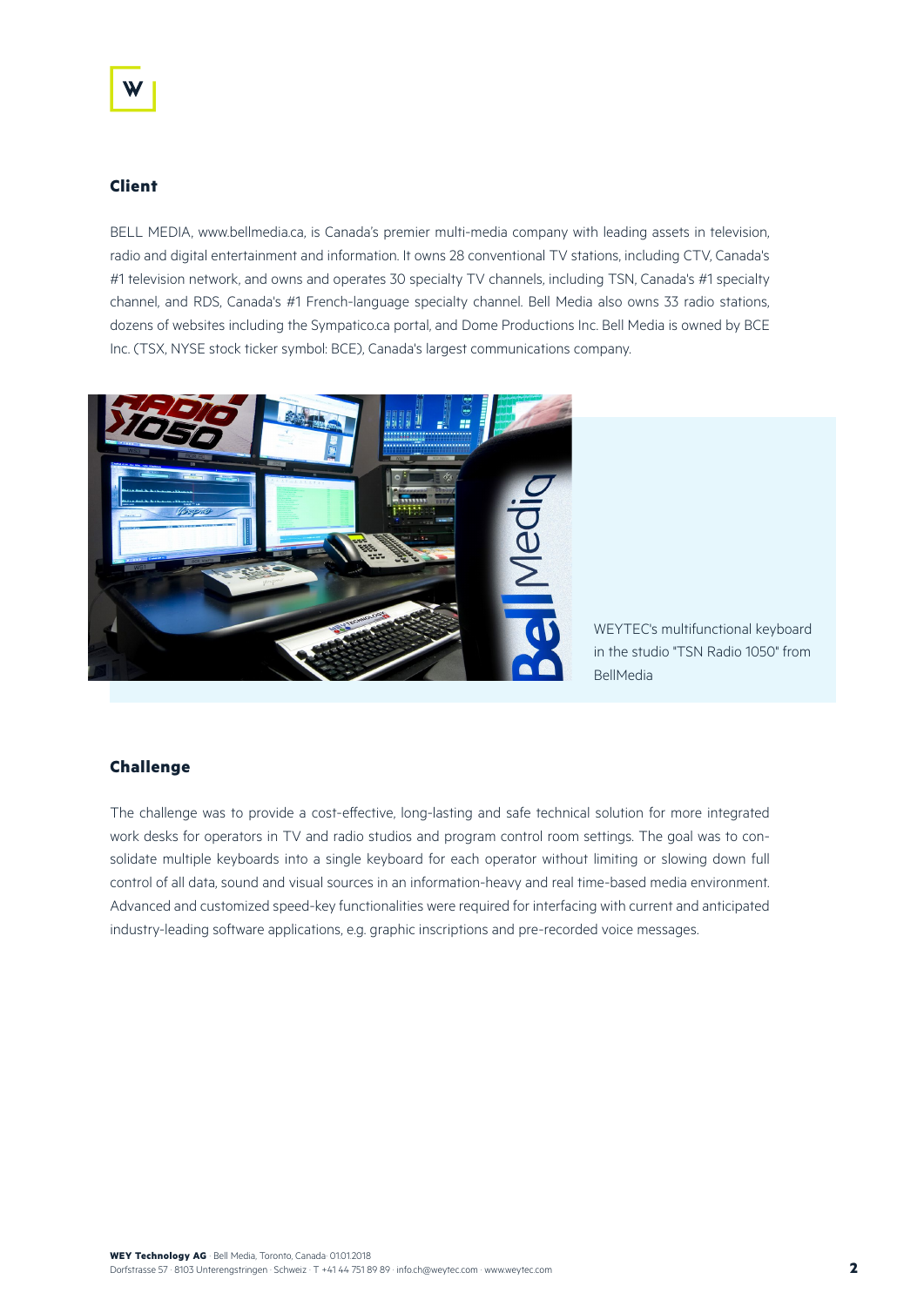## Client

BELL MEDIA, www.bellmedia.ca, is Canada's premier multi-media company with leading assets in television, radio and digital entertainment and information. It owns 28 conventional TV stations, including CTV, Canada's #1 television network, and owns and operates 30 specialty TV channels, including TSN, Canada's #1 specialty channel, and RDS, Canada's #1 French-language specialty channel. Bell Media also owns 33 radio stations, dozens of websites including the Sympatico.ca portal, and Dome Productions Inc. Bell Media is owned by BCE Inc. (TSX, NYSE stock ticker symbol: BCE), Canada's largest communications company.

WEYTEC's multifunctional keyboard in the studio "TSN Radio 1050" from BellMedia

## Challenge

The challenge was to provide a cost-effective, long-lasting and safe technical solution for more integrated work desks for operators in TV and radio studios and program control room settings. The goal was to consolidate multiple keyboards into a single keyboard for each operator without limiting or slowing down full control of all data, sound and visual sources in an information-heavy and real time-based media environment. Advanced and customized speed-key functionalities were required for interfacing with current and anticipated industry-leading software applications, e.g. graphic inscriptions and pre-recorded voice messages.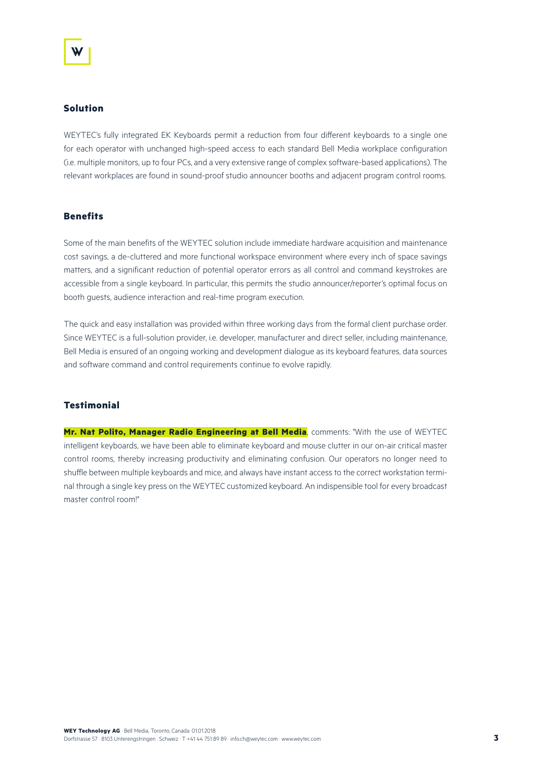## Solution

WEYTEC's fully integrated EK Keyboards permit a reduction from four different keyboards to a single one for each operator with unchanged high-speed access to each standard Bell Media workplace configuration (i.e. multiple monitors, up to four PCs, and a very extensive range of complex software-based applications). The relevant workplaces are found in sound-proof studio announcer booths and adjacent program control rooms.

## Benefits

Some of the main benefits of the WEYTEC solution include immediate hardware acquisition and maintenance cost savings, a de-cluttered and more functional workspace environment where every inch of space savings matters, and a significant reduction of potential operator errors as all control and command keystrokes are accessible from a single keyboard. In particular, this permits the studio announcer/reporter's optimal focus on booth guests, audience interaction and real-time program execution.

The quick and easy installation was provided within three working days from the formal client purchase order. Since WEYTEC is a full-solution provider, i.e. developer, manufacturer and direct seller, including maintenance, Bell Media is ensured of an ongoing working and development dialogue as its keyboard features, data sources and software command and control requirements continue to evolve rapidly.

## Testimonial

**Mr. Nat Polito, Manager Radio Engineering at Bell Media**, comments: "With the use of WEYTEC intelligent keyboards, we have been able to eliminate keyboard and mouse clutter in our on-air critical master control rooms, thereby increasing productivity and eliminating confusion. Our operators no longer need to shuffle between multiple keyboards and mice, and always have instant access to the correct workstation terminal through a single key press on the WEYTEC customized keyboard. An indispensible tool for every broadcast master control room!"